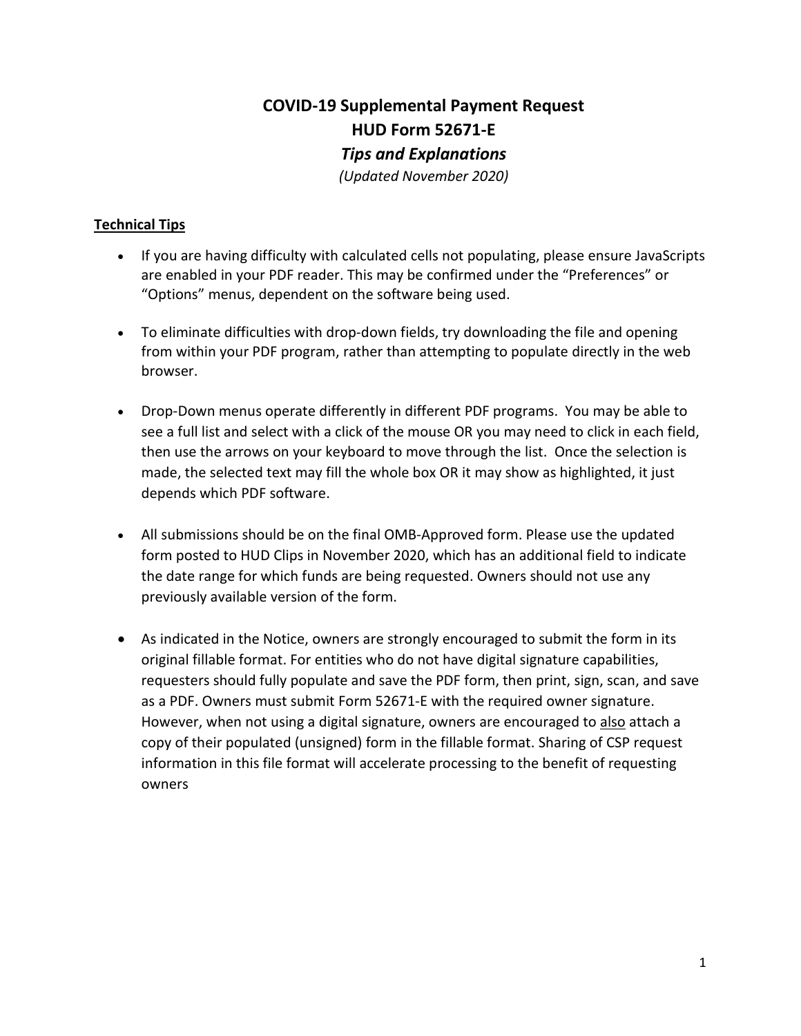# COVID-19 Supplemental Payment Request

# HUD Form 52671-E

## *Tips and Explanations*

*(Updated November 2020)*

### **Technical Tips**

- If you are having difficulty with calculated cells not populating, please ensure JavaScripts are enabled in your PDF reader. This may be confirmed under the "Preferences" or "Options" menus, dependent on the software being used.
- To eliminate difficulties with drop-down fields, try downloading the file and opening from within your PDF program, rather than attempting to populate directly in the web browser.
- Drop-Down menus operate differently in different PDF programs. You may be able to see a full list and select with a click of the mouse OR you may need to click in each field, then use the arrows on your keyboard to move through the list. Once the selection is made, the selected text may fill the whole box OR it may show as highlighted, it just depends which PDF software.
- All submissions should be on the final OMB-Approved form. Please use the updated form posted to HUD Clips in November 2020, which has an additional field to indicate the date range for which funds are being requested. Owners should not use any previously available version of the form.
- As indicated in the Notice, owners are strongly encouraged to submit the form in its original fillable format. For entities who do not have digital signature capabilities, requesters should fully populate and save the PDF form, then print, sign, scan, and save as a PDF. Owners must submit Form 52671-E with the required owner signature. However, when not using a digital signature, owners are encouraged to <u>also</u> attach a copy of their populated (unsigned) form in the fillable format. Sharing of CSP request information in this file format will accelerate processing to the benefit of requesting owners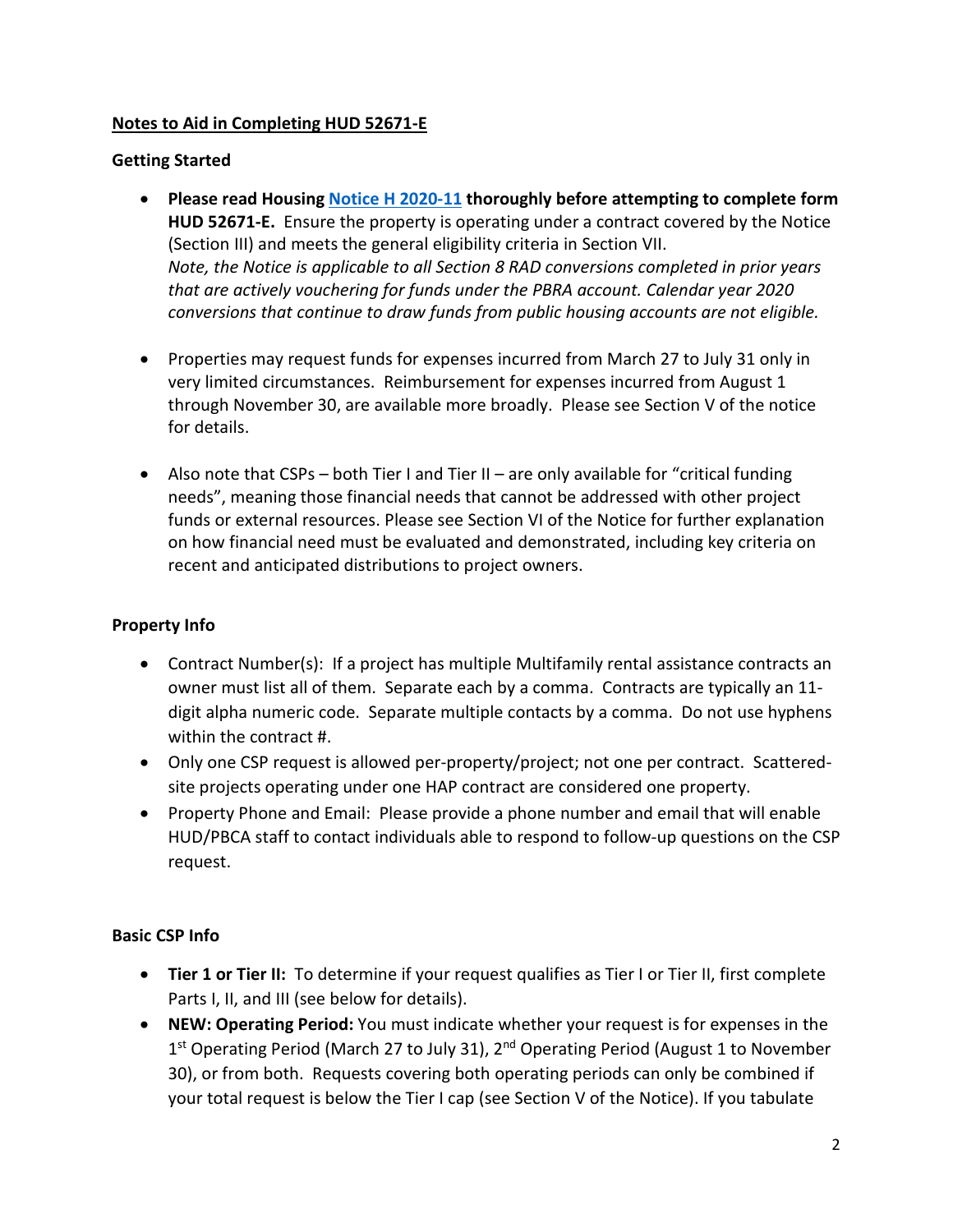**Notes to Aid in Completing HUD 52671-E**

**Getting Started**

- **Please read Housing [Notice H 2020-11] thoroughly before attempting to complete form HUD 52671-E.** Ensure the property is operating under a contract covered by the Notice (Section III) and meets the general eligibility criteria in Section VII.
  *Note, the Notice is applicable to all Section 8 RAD conversions completed in prior years that are actively vouchering for funds under the PBRA account. Calendar year 2020 conversions that continue to draw funds from public housing accounts are not eligible.*

- Properties may request funds for expenses incurred from March 27 to July 31 only in very limited circumstances. Reimbursement for expenses incurred from August 1 through November 30, are available more broadly. Please see Section V of the notice for details.

- Also note that CSPs – both Tier I and Tier II – are only available for "critical funding needs", meaning those financial needs that cannot be addressed with other project funds or external resources. Please see Section VI of the Notice for further explanation on how financial need must be evaluated and demonstrated, including key criteria on recent and anticipated distributions to project owners.

**Property Info**

- Contract Number(s): If a project has multiple Multifamily rental assistance contracts an owner must list all of them. Separate each by a comma. Contracts are typically an 11-digit alpha numeric code. Separate multiple contacts by a comma. Do not use hyphens within the contract #.
- Only one CSP request is allowed per-property/project; not one per contract. Scattered-site projects operating under one HAP contract are considered one property.
- Property Phone and Email: Please provide a phone number and email that will enable HUD/PBCA staff to contact individuals able to respond to follow-up questions on the CSP request.

**Basic CSP Info**

- **Tier 1 or Tier II:** To determine if your request qualifies as Tier I or Tier II, first complete Parts I, II, and III (see below for details).
- **NEW: Operating Period:** You must indicate whether your request is for expenses in the 1st Operating Period (March 27 to July 31), 2nd Operating Period (August 1 to November 30), or from both. Requests covering both operating periods can only be combined if your total request is below the Tier I cap (see Section V of the Notice). If you tabulate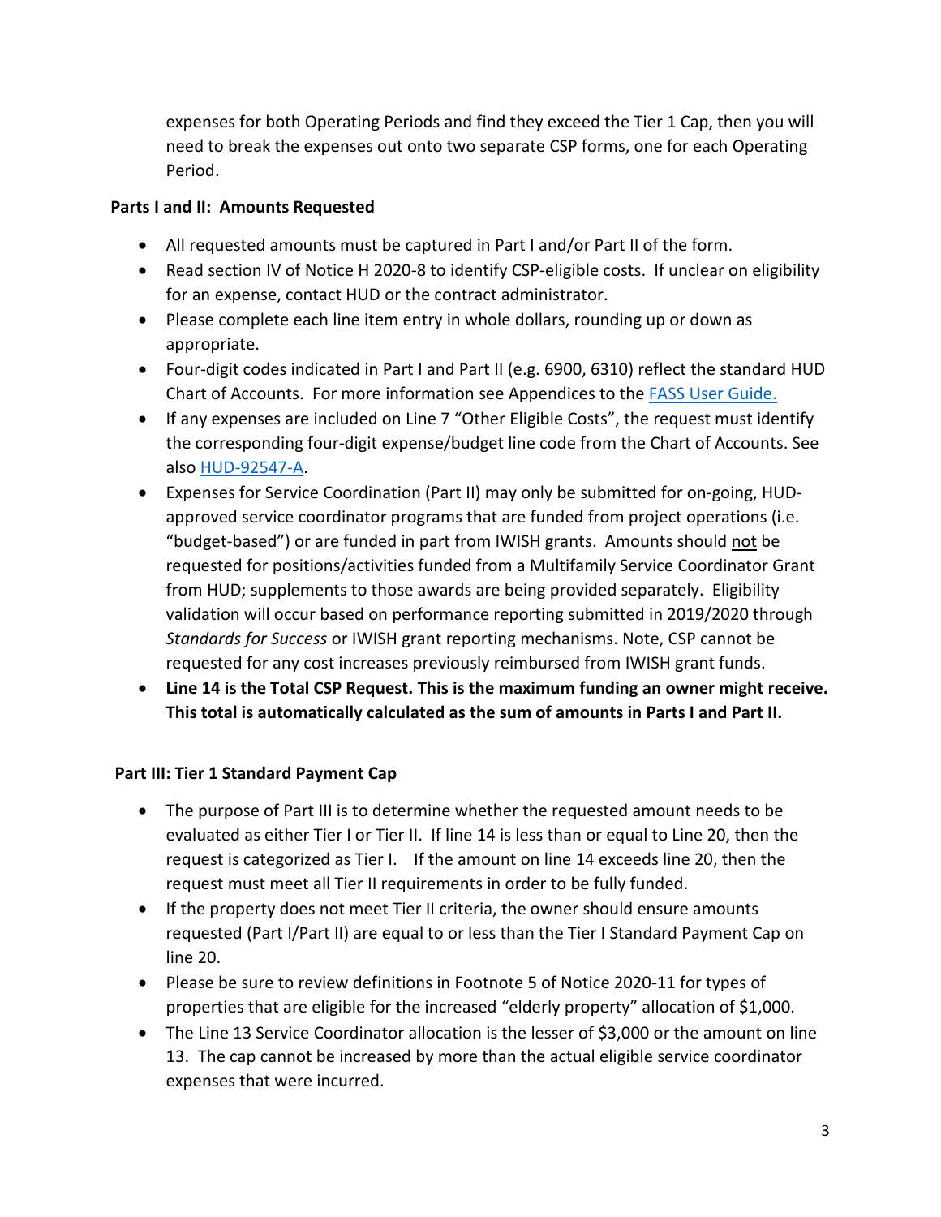expenses for both Operating Periods and find they exceed the Tier 1 Cap, then you will need to break the expenses out onto two separate CSP forms, one for each Operating Period.

**Parts I and II: Amounts Requested**

- All requested amounts must be captured in Part I and/or Part II of the form.
- Read section IV of Notice H 2020-8 to identify CSP-eligible costs. If unclear on eligibility for an expense, contact HUD or the contract administrator.
- Please complete each line item entry in whole dollars, rounding up or down as appropriate.
- Four-digit codes indicated in Part I and Part II (e.g. 6900, 6310) reflect the standard HUD Chart of Accounts. For more information see Appendices to the [FASS User Guide.]()
- If any expenses are included on Line 7 "Other Eligible Costs", the request must identify the corresponding four-digit expense/budget line code from the Chart of Accounts. See also [HUD-92547-A]().
- Expenses for Service Coordination (Part II) may only be submitted for on-going, HUD-approved service coordinator programs that are funded from project operations (i.e. "budget-based") or are funded in part from IWISH grants. Amounts should <u>not</u> be requested for positions/activities funded from a Multifamily Service Coordinator Grant from HUD; supplements to those awards are being provided separately. Eligibility validation will occur based on performance reporting submitted in 2019/2020 through *Standards for Success* or IWISH grant reporting mechanisms. Note, CSP cannot be requested for any cost increases previously reimbursed from IWISH grant funds.
- **Line 14 is the Total CSP Request. This is the maximum funding an owner might receive. This total is automatically calculated as the sum of amounts in Parts I and Part II.**

**Part III: Tier 1 Standard Payment Cap**

- The purpose of Part III is to determine whether the requested amount needs to be evaluated as either Tier I or Tier II. If line 14 is less than or equal to Line 20, then the request is categorized as Tier I. If the amount on line 14 exceeds line 20, then the request must meet all Tier II requirements in order to be fully funded.
- If the property does not meet Tier II criteria, the owner should ensure amounts requested (Part I/Part II) are equal to or less than the Tier I Standard Payment Cap on line 20.
- Please be sure to review definitions in Footnote 5 of Notice 2020-11 for types of properties that are eligible for the increased "elderly property" allocation of $1,000.
- The Line 13 Service Coordinator allocation is the lesser of $3,000 or the amount on line 13. The cap cannot be increased by more than the actual eligible service coordinator expenses that were incurred.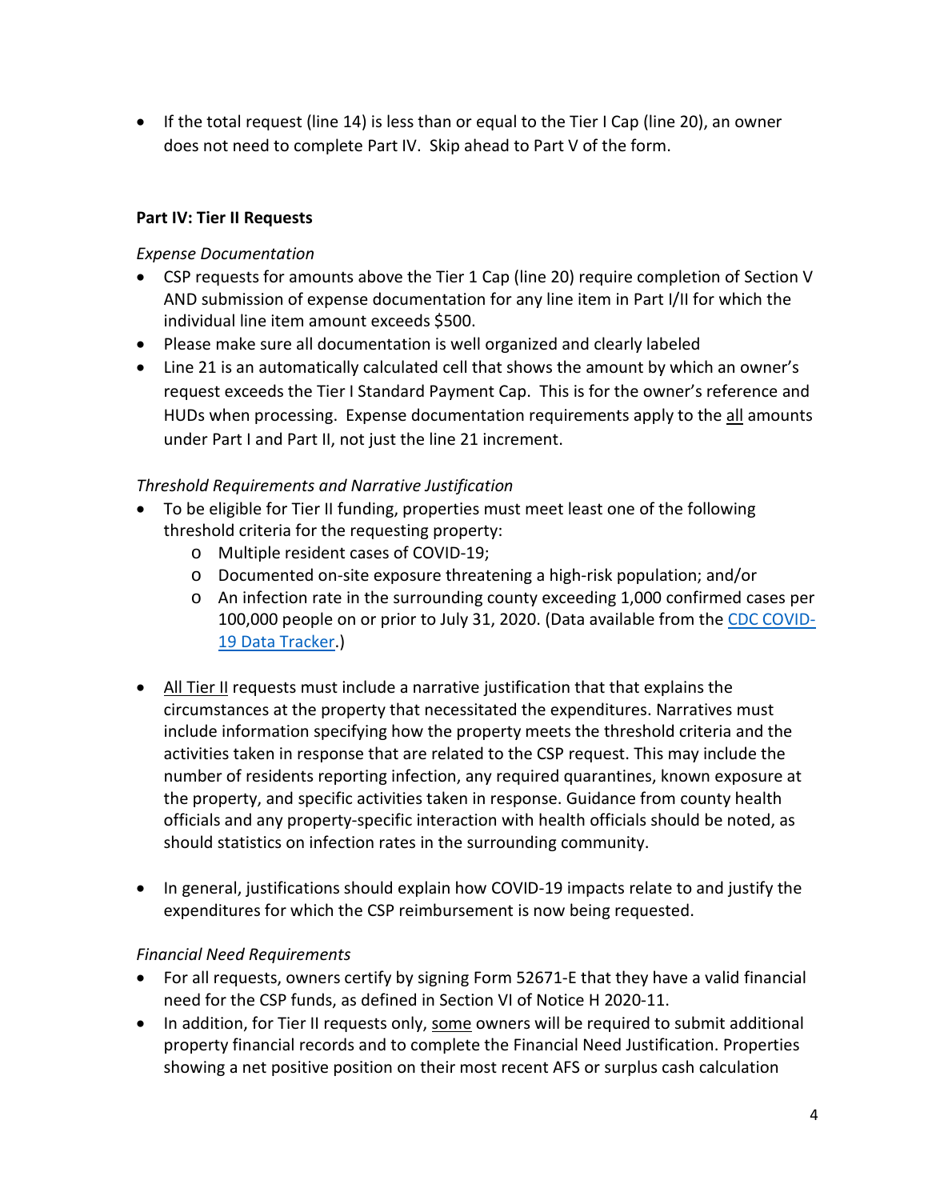- If the total request (line 14) is less than or equal to the Tier I Cap (line 20), an owner does not need to complete Part IV. Skip ahead to Part V of the form.

**Part IV: Tier II Requests**

*Expense Documentation*

- CSP requests for amounts above the Tier 1 Cap (line 20) require completion of Section V AND submission of expense documentation for any line item in Part I/II for which the individual line item amount exceeds $500.
- Please make sure all documentation is well organized and clearly labeled
- Line 21 is an automatically calculated cell that shows the amount by which an owner's request exceeds the Tier I Standard Payment Cap. This is for the owner's reference and HUDs when processing. Expense documentation requirements apply to the all amounts under Part I and Part II, not just the line 21 increment.

*Threshold Requirements and Narrative Justification*

- To be eligible for Tier II funding, properties must meet least one of the following threshold criteria for the requesting property:
    - Multiple resident cases of COVID-19;
    - Documented on-site exposure threatening a high-risk population; and/or
    - An infection rate in the surrounding county exceeding 1,000 confirmed cases per 100,000 people on or prior to July 31, 2020. (Data available from the CDC COVID-19 Data Tracker.)

- All Tier II requests must include a narrative justification that that explains the circumstances at the property that necessitated the expenditures. Narratives must include information specifying how the property meets the threshold criteria and the activities taken in response that are related to the CSP request. This may include the number of residents reporting infection, any required quarantines, known exposure at the property, and specific activities taken in response. Guidance from county health officials and any property-specific interaction with health officials should be noted, as should statistics on infection rates in the surrounding community.

- In general, justifications should explain how COVID-19 impacts relate to and justify the expenditures for which the CSP reimbursement is now being requested.

*Financial Need Requirements*

- For all requests, owners certify by signing Form 52671-E that they have a valid financial need for the CSP funds, as defined in Section VI of Notice H 2020-11.
- In addition, for Tier II requests only, some owners will be required to submit additional property financial records and to complete the Financial Need Justification. Properties showing a net positive position on their most recent AFS or surplus cash calculation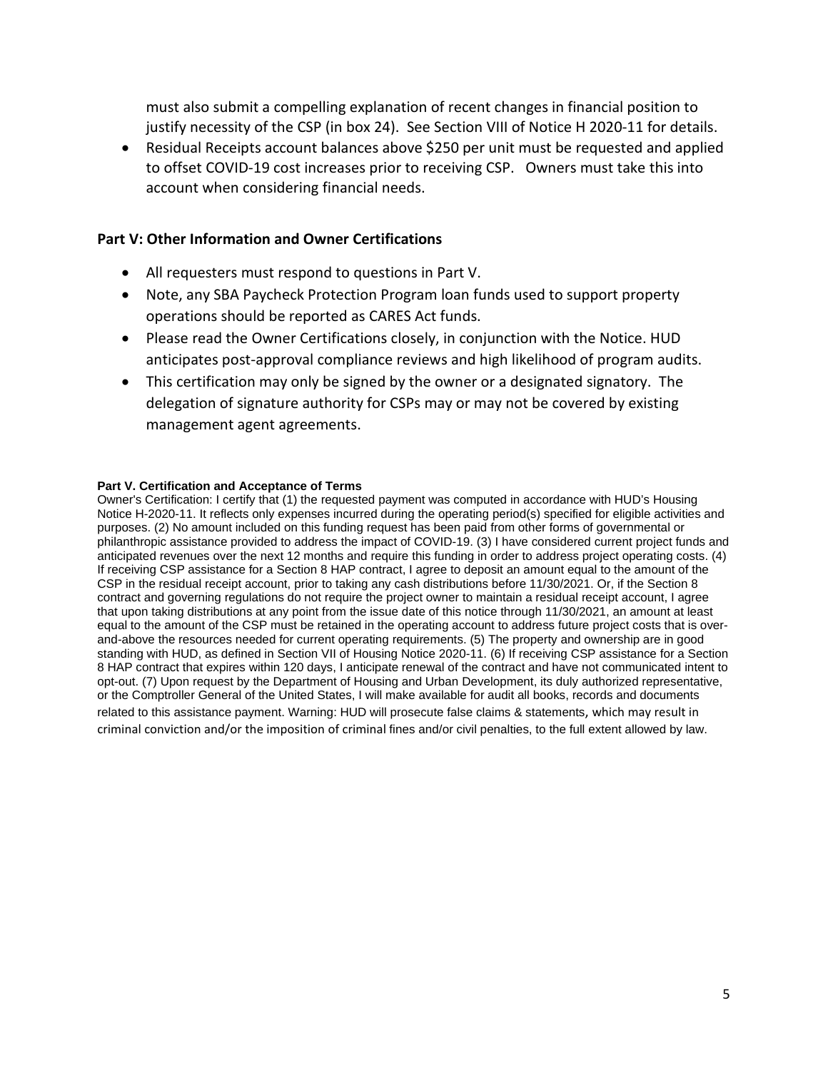must also submit a compelling explanation of recent changes in financial position to justify necessity of the CSP (in box 24). See Section VIII of Notice H 2020-11 for details.

- Residual Receipts account balances above $250 per unit must be requested and applied to offset COVID-19 cost increases prior to receiving CSP. Owners must take this into account when considering financial needs.

### Part V: Other Information and Owner Certifications

- All requesters must respond to questions in Part V.
- Note, any SBA Paycheck Protection Program loan funds used to support property operations should be reported as CARES Act funds.
- Please read the Owner Certifications closely, in conjunction with the Notice. HUD anticipates post-approval compliance reviews and high likelihood of program audits.
- This certification may only be signed by the owner or a designated signatory. The delegation of signature authority for CSPs may or may not be covered by existing management agent agreements.

**Part V. Certification and Acceptance of Terms**

Owner's Certification: I certify that (1) the requested payment was computed in accordance with HUD's Housing Notice H-2020-11. It reflects only expenses incurred during the operating period(s) specified for eligible activities and purposes. (2) No amount included on this funding request has been paid from other forms of governmental or philanthropic assistance provided to address the impact of COVID-19. (3) I have considered current project funds and anticipated revenues over the next 12 months and require this funding in order to address project operating costs. (4) If receiving CSP assistance for a Section 8 HAP contract, I agree to deposit an amount equal to the amount of the CSP in the residual receipt account, prior to taking any cash distributions before 11/30/2021. Or, if the Section 8 contract and governing regulations do not require the project owner to maintain a residual receipt account, I agree that upon taking distributions at any point from the issue date of this notice through 11/30/2021, an amount at least equal to the amount of the CSP must be retained in the operating account to address future project costs that is over-and-above the resources needed for current operating requirements. (5) The property and ownership are in good standing with HUD, as defined in Section VII of Housing Notice 2020-11. (6) If receiving CSP assistance for a Section 8 HAP contract that expires within 120 days, I anticipate renewal of the contract and have not communicated intent to opt-out. (7) Upon request by the Department of Housing and Urban Development, its duly authorized representative, or the Comptroller General of the United States, I will make available for audit all books, records and documents related to this assistance payment. Warning: HUD will prosecute false claims & statements, which may result in criminal conviction and/or the imposition of criminal fines and/or civil penalties, to the full extent allowed by law.